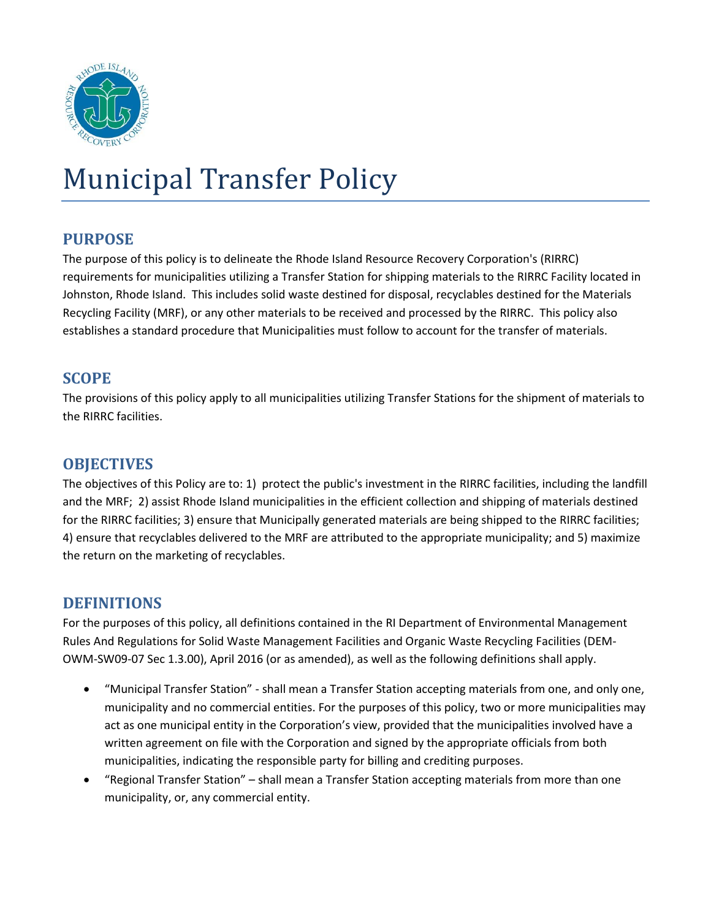# Municipal Transfer Policy

## PURPOSE

The purpose of this policy is to delineate the Rhode Island Resource Recovery Corporation's (RIRRC) requirements for municipalities utilizing a Transfer Station for shipping materials to the RIRRC Facility located in Johnston, Rhode Island. This includes solid waste destined for disposal, recyclables destined for the Materials Recycling Facility (MRF), or any other materials to be received and processed by the RIRRC. This policy also establishes a standard procedure that Municipalities must follow to account for the transfer of materials.

## SCOPE

The provisions of this policy apply to all municipalities utilizing Transfer Stations for the shipment of materials to the RIRRC facilities.

## OBJECTIVES

The objectives of this Policy are to: 1) protect the public's investment in the RIRRC facilities, including the landfill and the MRF; 2) assist Rhode Island municipalities in the efficient collection and shipping of materials destined for the RIRRC facilities; 3) ensure that Municipally generated materials are being shipped to the RIRRC facilities; 4) ensure that recyclables delivered to the MRF are attributed to the appropriate municipality; and 5) maximize the return on the marketing of recyclables.

## DEFINITIONS

For the purposes of this policy, all definitions contained in the RI Department of Environmental Management Rules And Regulations for Solid Waste Management Facilities and Organic Waste Recycling Facilities (DEM-OWM-SW09-07 Sec 1.3.00), April 2016 (or as amended), as well as the following definitions shall apply.

- "Municipal Transfer Station" - shall mean a Transfer Station accepting materials from one, and only one, municipality and no commercial entities. For the purposes of this policy, two or more municipalities may act as one municipal entity in the Corporation's view, provided that the municipalities involved have a written agreement on file with the Corporation and signed by the appropriate officials from both municipalities, indicating the responsible party for billing and crediting purposes.
- "Regional Transfer Station" – shall mean a Transfer Station accepting materials from more than one municipality, or, any commercial entity.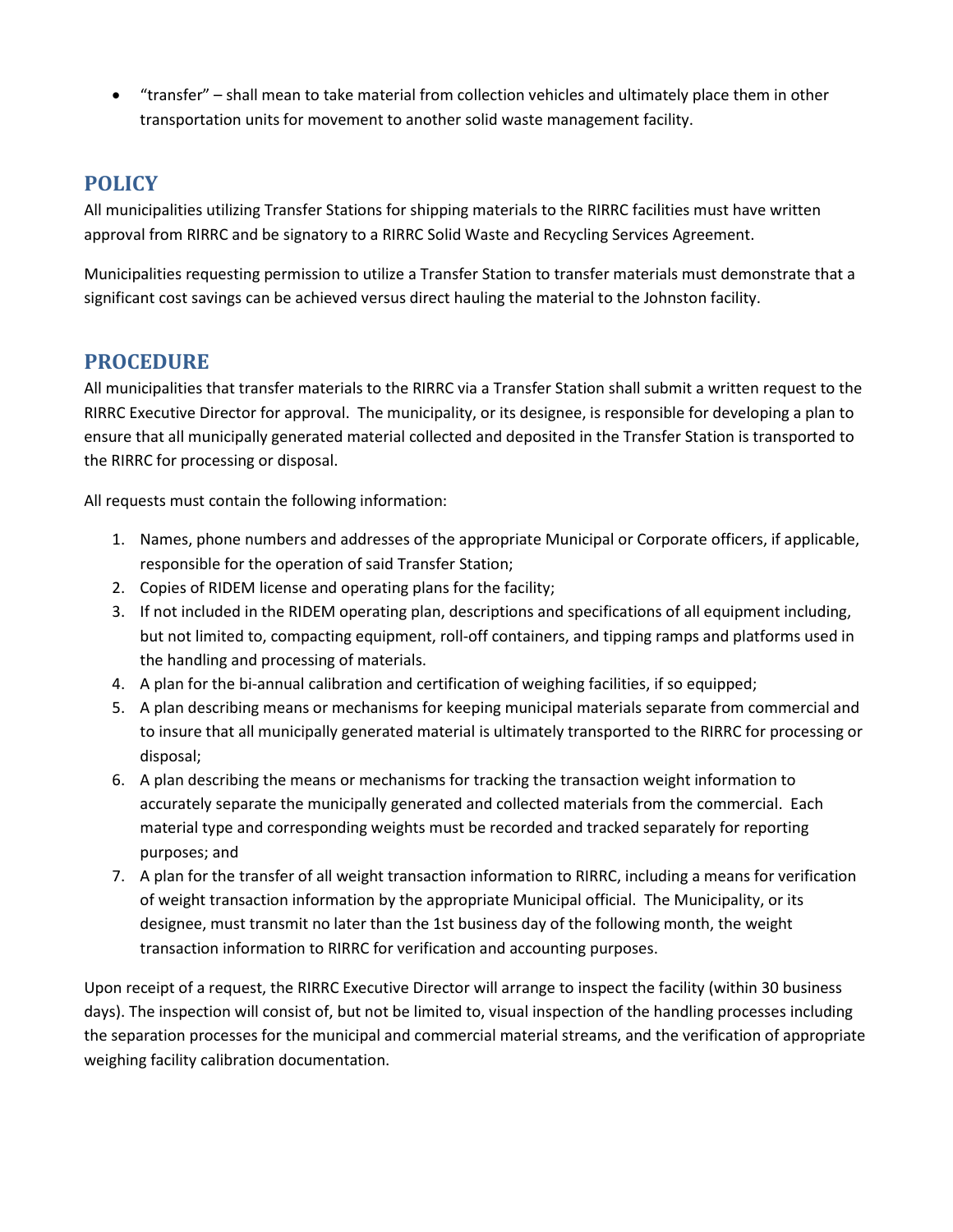- "transfer" – shall mean to take material from collection vehicles and ultimately place them in other transportation units for movement to another solid waste management facility.

## POLICY

All municipalities utilizing Transfer Stations for shipping materials to the RIRRC facilities must have written approval from RIRRC and be signatory to a RIRRC Solid Waste and Recycling Services Agreement.

Municipalities requesting permission to utilize a Transfer Station to transfer materials must demonstrate that a significant cost savings can be achieved versus direct hauling the material to the Johnston facility.

## PROCEDURE

All municipalities that transfer materials to the RIRRC via a Transfer Station shall submit a written request to the RIRRC Executive Director for approval. The municipality, or its designee, is responsible for developing a plan to ensure that all municipally generated material collected and deposited in the Transfer Station is transported to the RIRRC for processing or disposal.

All requests must contain the following information:

1. Names, phone numbers and addresses of the appropriate Municipal or Corporate officers, if applicable, responsible for the operation of said Transfer Station;
2. Copies of RIDEM license and operating plans for the facility;
3. If not included in the RIDEM operating plan, descriptions and specifications of all equipment including, but not limited to, compacting equipment, roll-off containers, and tipping ramps and platforms used in the handling and processing of materials.
4. A plan for the bi-annual calibration and certification of weighing facilities, if so equipped;
5. A plan describing means or mechanisms for keeping municipal materials separate from commercial and to insure that all municipally generated material is ultimately transported to the RIRRC for processing or disposal;
6. A plan describing the means or mechanisms for tracking the transaction weight information to accurately separate the municipally generated and collected materials from the commercial. Each material type and corresponding weights must be recorded and tracked separately for reporting purposes; and
7. A plan for the transfer of all weight transaction information to RIRRC, including a means for verification of weight transaction information by the appropriate Municipal official. The Municipality, or its designee, must transmit no later than the 1st business day of the following month, the weight transaction information to RIRRC for verification and accounting purposes.

Upon receipt of a request, the RIRRC Executive Director will arrange to inspect the facility (within 30 business days). The inspection will consist of, but not be limited to, visual inspection of the handling processes including the separation processes for the municipal and commercial material streams, and the verification of appropriate weighing facility calibration documentation.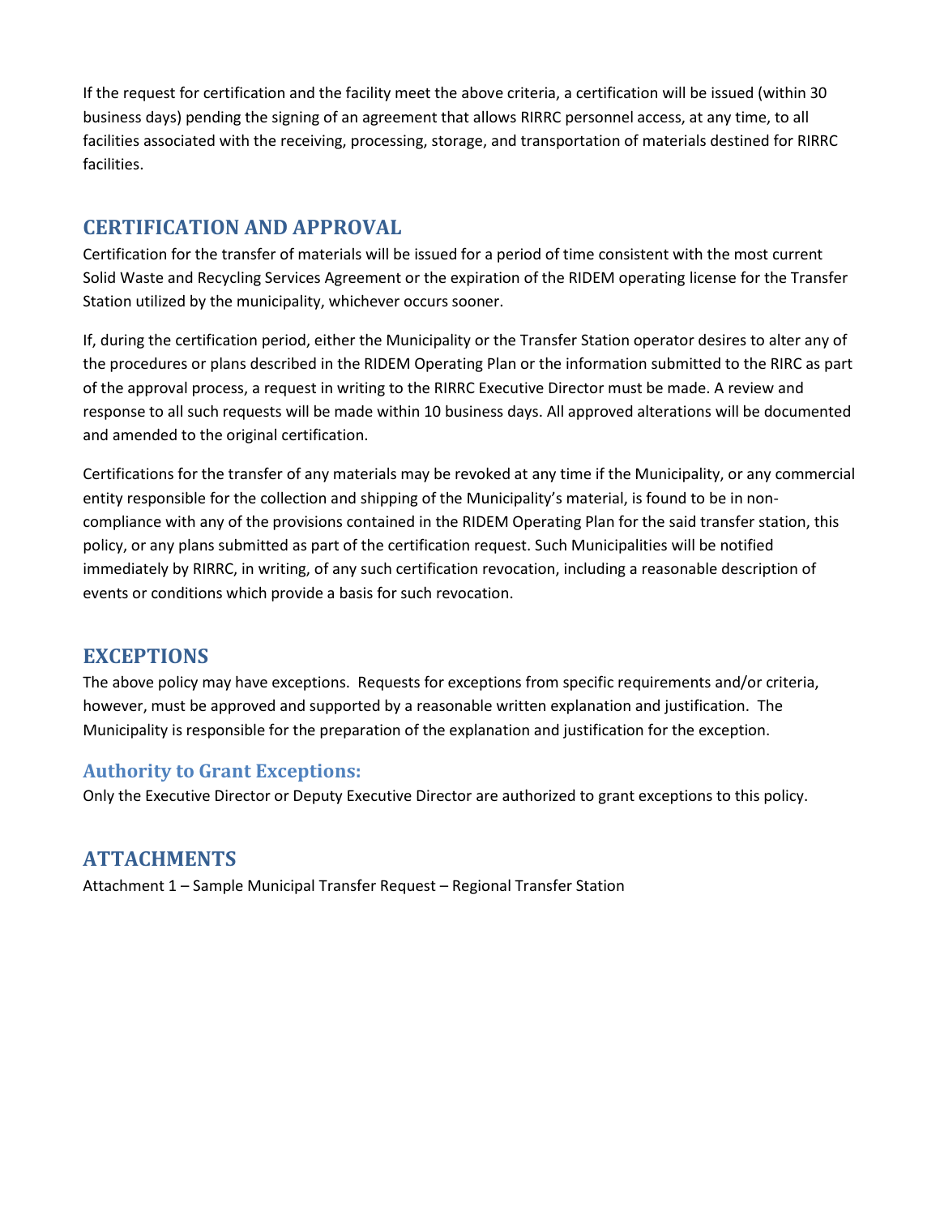If the request for certification and the facility meet the above criteria, a certification will be issued (within 30 business days) pending the signing of an agreement that allows RIRRC personnel access, at any time, to all facilities associated with the receiving, processing, storage, and transportation of materials destined for RIRRC facilities.

## CERTIFICATION AND APPROVAL

Certification for the transfer of materials will be issued for a period of time consistent with the most current Solid Waste and Recycling Services Agreement or the expiration of the RIDEM operating license for the Transfer Station utilized by the municipality, whichever occurs sooner.

If, during the certification period, either the Municipality or the Transfer Station operator desires to alter any of the procedures or plans described in the RIDEM Operating Plan or the information submitted to the RIRC as part of the approval process, a request in writing to the RIRRC Executive Director must be made. A review and response to all such requests will be made within 10 business days. All approved alterations will be documented and amended to the original certification.

Certifications for the transfer of any materials may be revoked at any time if the Municipality, or any commercial entity responsible for the collection and shipping of the Municipality's material, is found to be in non-compliance with any of the provisions contained in the RIDEM Operating Plan for the said transfer station, this policy, or any plans submitted as part of the certification request. Such Municipalities will be notified immediately by RIRRC, in writing, of any such certification revocation, including a reasonable description of events or conditions which provide a basis for such revocation.

## EXCEPTIONS

The above policy may have exceptions. Requests for exceptions from specific requirements and/or criteria, however, must be approved and supported by a reasonable written explanation and justification. The Municipality is responsible for the preparation of the explanation and justification for the exception.

### Authority to Grant Exceptions:

Only the Executive Director or Deputy Executive Director are authorized to grant exceptions to this policy.

## ATTACHMENTS

Attachment 1 – Sample Municipal Transfer Request – Regional Transfer Station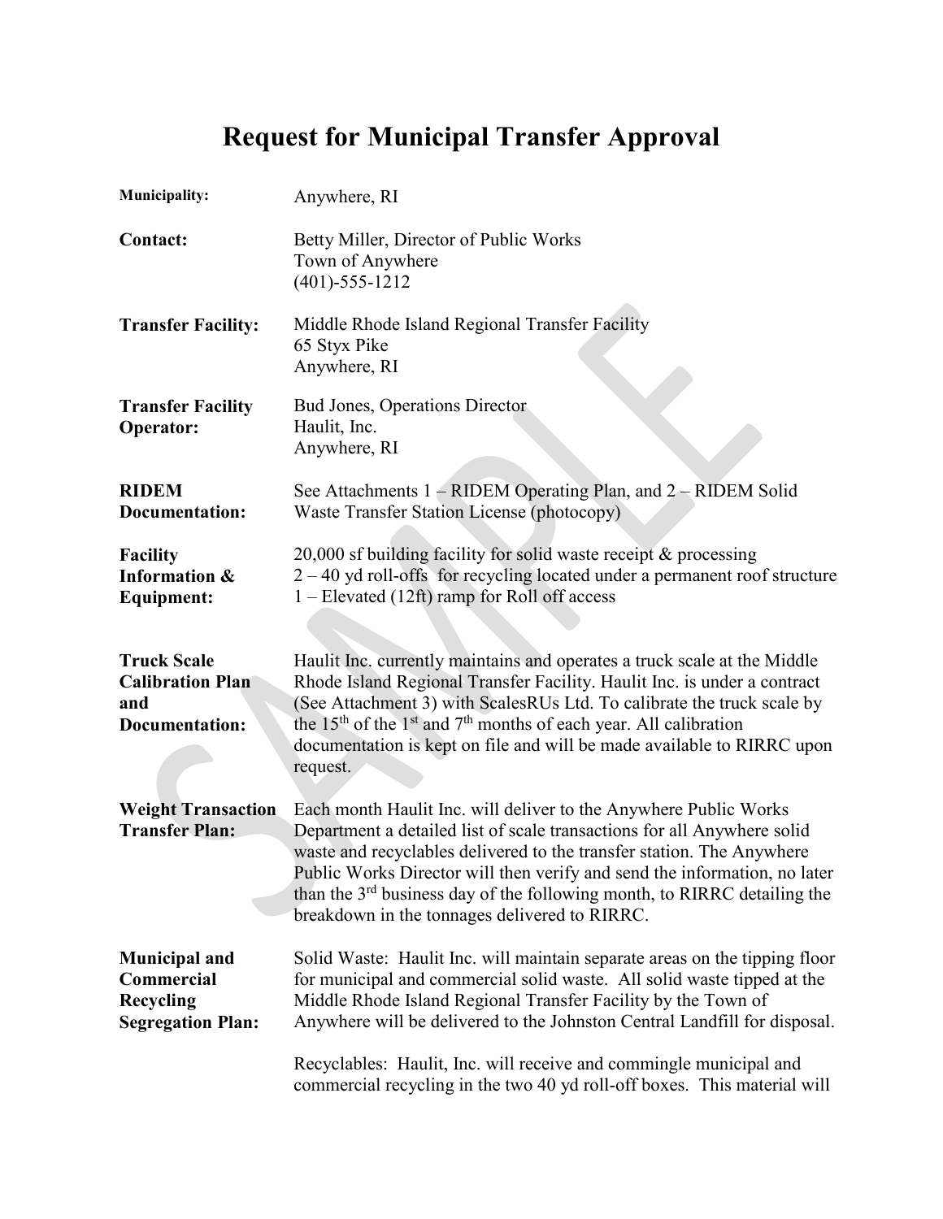# Request for Municipal Transfer Approval

**Municipality:** Anywhere, RI

**Contact:** Betty Miller, Director of Public Works
Town of Anywhere
(401)-555-1212

**Transfer Facility:** Middle Rhode Island Regional Transfer Facility
65 Styx Pike
Anywhere, RI

**Transfer Facility Operator:** Bud Jones, Operations Director
Haulit, Inc.
Anywhere, RI

**RIDEM Documentation:** See Attachments 1 – RIDEM Operating Plan, and 2 – RIDEM Solid Waste Transfer Station License (photocopy)

**Facility Information & Equipment:** 20,000 sf building facility for solid waste receipt & processing
2 – 40 yd roll-offs for recycling located under a permanent roof structure
1 – Elevated (12ft) ramp for Roll off access

**Truck Scale Calibration Plan and Documentation:** Haulit Inc. currently maintains and operates a truck scale at the Middle Rhode Island Regional Transfer Facility. Haulit Inc. is under a contract (See Attachment 3) with ScalesRUs Ltd. To calibrate the truck scale by the 15th of the 1st and 7th months of each year. All calibration documentation is kept on file and will be made available to RIRRC upon request.

**Weight Transaction Transfer Plan:** Each month Haulit Inc. will deliver to the Anywhere Public Works Department a detailed list of scale transactions for all Anywhere solid waste and recyclables delivered to the transfer station. The Anywhere Public Works Director will then verify and send the information, no later than the 3rd business day of the following month, to RIRRC detailing the breakdown in the tonnages delivered to RIRRC.

**Municipal and Commercial Recycling Segregation Plan:** Solid Waste: Haulit Inc. will maintain separate areas on the tipping floor for municipal and commercial solid waste. All solid waste tipped at the Middle Rhode Island Regional Transfer Facility by the Town of Anywhere will be delivered to the Johnston Central Landfill for disposal.

Recyclables: Haulit, Inc. will receive and commingle municipal and commercial recycling in the two 40 yd roll-off boxes. This material will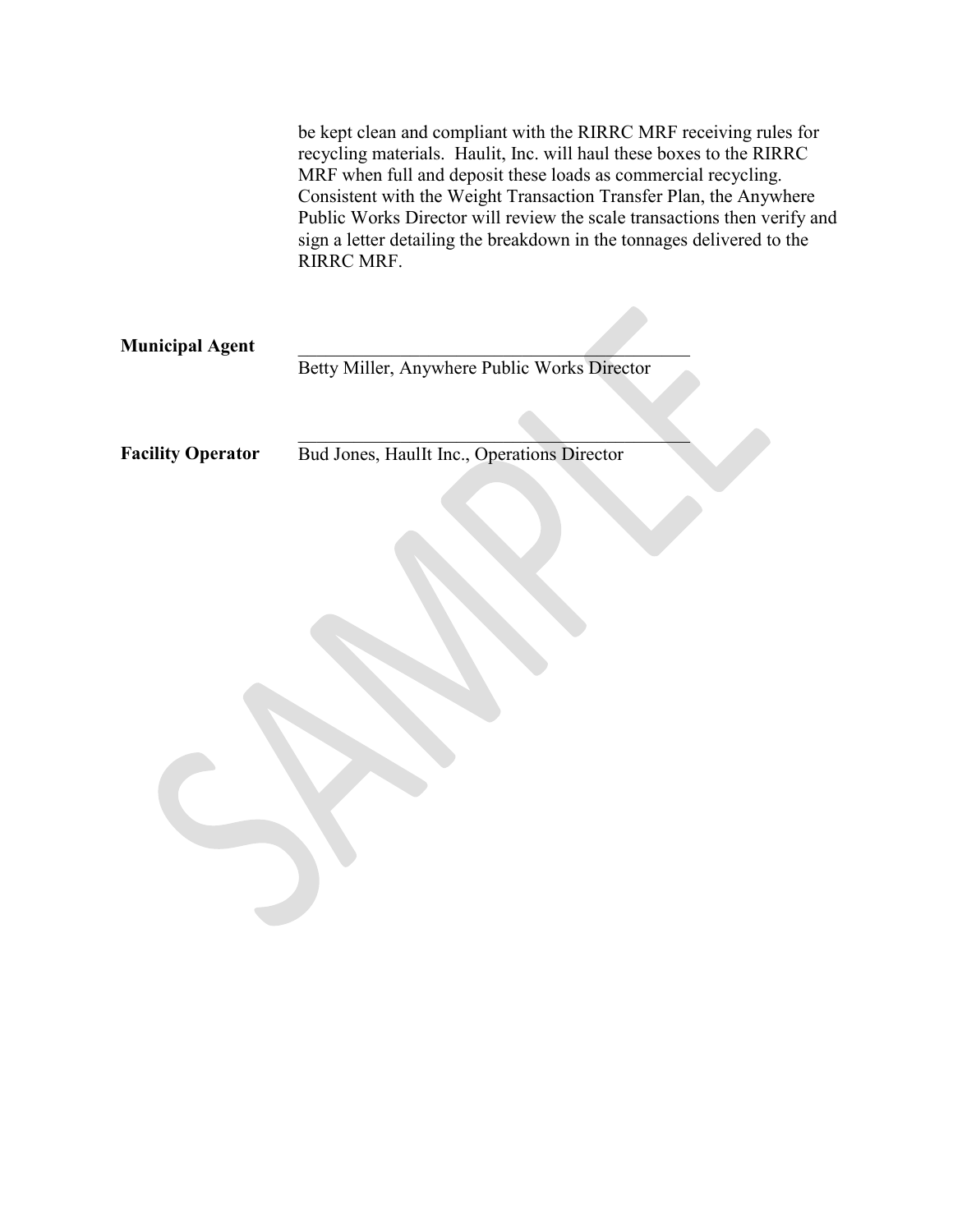be kept clean and compliant with the RIRRC MRF receiving rules for recycling materials. Haulit, Inc. will haul these boxes to the RIRRC MRF when full and deposit these loads as commercial recycling. Consistent with the Weight Transaction Transfer Plan, the Anywhere Public Works Director will review the scale transactions then verify and sign a letter detailing the breakdown in the tonnages delivered to the RIRRC MRF.

**Municipal Agent** \_\_\_\_\_\_\_\_\_\_\_\_\_\_\_\_\_\_\_\_\_\_\_\_\_\_\_\_\_\_\_\_\_\_\_\_\_\_\_\_\_\_

Betty Miller, Anywhere Public Works Director

**Facility Operator** \_\_\_\_\_\_\_\_\_\_\_\_\_\_\_\_\_\_\_\_\_\_\_\_\_\_\_\_\_\_\_\_\_\_\_\_\_\_\_\_\_\_

Bud Jones, HaulIt Inc., Operations Director